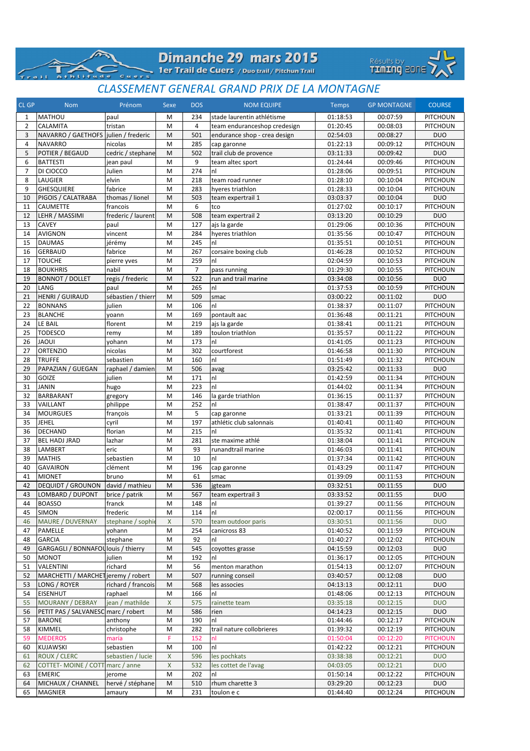**Dimanche 29 mars 2015**

**1er Trail de Cuers** / Duo trail / Pitchun Trail

Résults by TIMING ZONE

# CLASSEMENT GENERAL GRAND PRIX DE LA MONTAGNE

| CL GP | Nom | Prénom | Sexe | DOS | NOM EQUIPE | Temps | GP MONTAGNE | COURSE |
|---|---|---|---|---|---|---|---|---|
| 1 | MATHOU | paul | M | 234 | stade laurentin athlétisme | 01:18:53 | 00:07:59 | PITCHOUN |
| 2 | CALAMITA | tristan | M | 4 | team enduranceshop credesign | 01:20:45 | 00:08:03 | PITCHOUN |
| 3 | NAVARRO / GAETHOFS | julien / frederic | M | 501 | endurance shop - crea design | 02:54:03 | 00:08:27 | DUO |
| 4 | NAVARRO | nicolas | M | 285 | cap garonne | 01:22:13 | 00:09:12 | PITCHOUN |
| 5 | POTIER / BEGAUD | cedric / stephane | M | 502 | trail club de provence | 03:11:33 | 00:09:42 | DUO |
| 6 | BATTESTI | jean paul | M | 9 | team altec sport | 01:24:44 | 00:09:46 | PITCHOUN |
| 7 | DI CIOCCO | Julien | M | 274 | nl | 01:28:06 | 00:09:51 | PITCHOUN |
| 8 | LAUGIER | elvin | M | 218 | team road runner | 01:28:10 | 00:10:04 | PITCHOUN |
| 9 | GHESQUIERE | fabrice | M | 283 | hyeres triathlon | 01:28:33 | 00:10:04 | PITCHOUN |
| 10 | PIGOIS / CALATRABA | thomas / lionel | M | 503 | team expertrail 1 | 03:03:37 | 00:10:04 | DUO |
| 11 | CAUMETTE | francois | M | 6 | tco | 01:27:02 | 00:10:17 | PITCHOUN |
| 12 | LEHR / MASSIMI | frederic / laurent | M | 508 | team expertrail 2 | 03:13:20 | 00:10:29 | DUO |
| 13 | CAVEY | paul | M | 127 | ajs la garde | 01:29:06 | 00:10:36 | PITCHOUN |
| 14 | AVIGNON | vincent | M | 284 | hyeres triathlon | 01:35:56 | 00:10:47 | PITCHOUN |
| 15 | DAUMAS | jérémy | M | 245 | nl | 01:35:51 | 00:10:51 | PITCHOUN |
| 16 | GERBAUD | fabrice | M | 267 | corsaire boxing club | 01:46:28 | 00:10:52 | PITCHOUN |
| 17 | TOUCHE | pierre yves | M | 259 | nl | 02:04:59 | 00:10:53 | PITCHOUN |
| 18 | BOUKHRIS | nabil | M | 7 | pass running | 01:29:30 | 00:10:55 | PITCHOUN |
| 19 | BONNOT / DOLLET | regis / frederic | M | 522 | run and trail marine | 03:34:08 | 00:10:56 | DUO |
| 20 | LANG | paul | M | 265 | nl | 01:37:53 | 00:10:59 | PITCHOUN |
| 21 | HENRI / GUIRAUD | sébastien / thierr | M | 509 | smac | 03:00:22 | 00:11:02 | DUO |
| 22 | BONNANS | julien | M | 106 | nl | 01:38:37 | 00:11:07 | PITCHOUN |
| 23 | BLANCHE | yoann | M | 169 | pontault aac | 01:36:48 | 00:11:21 | PITCHOUN |
| 24 | LE BAIL | florent | M | 219 | ajs la garde | 01:38:41 | 00:11:21 | PITCHOUN |
| 25 | TODESCO | remy | M | 189 | toulon triathlon | 01:35:57 | 00:11:22 | PITCHOUN |
| 26 | JAOUI | yohann | M | 173 | nl | 01:41:05 | 00:11:23 | PITCHOUN |
| 27 | ORTENZIO | nicolas | M | 302 | courtforest | 01:46:58 | 00:11:30 | PITCHOUN |
| 28 | TRUFFE | sebastien | M | 160 | nl | 01:51:49 | 00:11:32 | PITCHOUN |
| 29 | PAPAZIAN / GUEGAN | raphael / damien | M | 506 | avag | 03:25:42 | 00:11:33 | DUO |
| 30 | GOIZE | julien | M | 171 | nl | 01:42:59 | 00:11:34 | PITCHOUN |
| 31 | JANIN | hugo | M | 223 | nl | 01:44:02 | 00:11:34 | PITCHOUN |
| 32 | BARBARANT | gregory | M | 146 | la garde triathlon | 01:36:15 | 00:11:37 | PITCHOUN |
| 33 | VAILLANT | philippe | M | 252 | nl | 01:38:47 | 00:11:37 | PITCHOUN |
| 34 | MOURGUES | françois | M | 5 | cap garonne | 01:33:21 | 00:11:39 | PITCHOUN |
| 35 | JEHEL | cyril | M | 197 | athlétic club salonnais | 01:40:41 | 00:11:40 | PITCHOUN |
| 36 | DECHAND | florian | M | 215 | nl | 01:35:32 | 00:11:41 | PITCHOUN |
| 37 | BEL HADJ JRAD | lazhar | M | 281 | ste maxime athlé | 01:38:04 | 00:11:41 | PITCHOUN |
| 38 | LAMBERT | eric | M | 93 | runandtrail marine | 01:46:03 | 00:11:41 | PITCHOUN |
| 39 | MATHIS | sebastien | M | 10 | nl | 01:37:34 | 00:11:42 | PITCHOUN |
| 40 | GAVAIRON | clément | M | 196 | cap garonne | 01:43:29 | 00:11:47 | PITCHOUN |
| 41 | MIONET | bruno | M | 61 | smac | 01:39:09 | 00:11:53 | PITCHOUN |
| 42 | DEQUIDT / GROUNON | david / mathieu | M | 536 | jgteam | 03:32:51 | 00:11:55 | DUO |
| 43 | LOMBARD / DUPONT | brice / patrik | M | 567 | team expertrail 3 | 03:33:52 | 00:11:55 | DUO |
| 44 | BOASSO | franck | M | 148 | nl | 01:39:27 | 00:11:56 | PITCHOUN |
| 45 | SIMON | frederic | M | 114 | nl | 02:00:17 | 00:11:56 | PITCHOUN |
| 46 | MAURE / DUVERNAY | stephane / sophie | X | 570 | team outdoor paris | 03:30:51 | 00:11:56 | DUO |
| 47 | PAMELLE | yohann | M | 254 | canicross 83 | 01:40:52 | 00:11:59 | PITCHOUN |
| 48 | GARCIA | stephane | M | 92 | nl | 01:40:27 | 00:12:02 | PITCHOUN |
| 49 | GARGAGLI / BONNAFOU | louis / thierry | M | 545 | coyottes grasse | 04:15:59 | 00:12:03 | DUO |
| 50 | MONOT | julien | M | 192 | nl | 01:36:17 | 00:12:05 | PITCHOUN |
| 51 | VALENTINI | richard | M | 56 | menton marathon | 01:54:13 | 00:12:07 | PITCHOUN |
| 52 | MARCHETTI / MARCHET | jeremy / robert | M | 507 | running conseil | 03:40:57 | 00:12:08 | DUO |
| 53 | LONG / ROYER | richard / francois | M | 568 | les associes | 04:13:13 | 00:12:11 | DUO |
| 54 | EISENHUT | raphael | M | 166 | nl | 01:48:06 | 00:12:13 | PITCHOUN |
| 55 | MOURANY / DEBRAY | jean / mathilde | X | 575 | rainette team | 03:35:18 | 00:12:15 | DUO |
| 56 | PETIT PAS / SALVANESC | marc / robert | M | 586 | rien | 04:14:23 | 00:12:15 | DUO |
| 57 | BARONE | anthony | M | 190 | nl | 01:44:46 | 00:12:17 | PITCHOUN |
| 58 | KIMMEL | christophe | M | 282 | trail nature collobrieres | 01:39:32 | 00:12:19 | PITCHOUN |
| 59 | MEDEROS | maria | F | 152 | nl | 01:50:04 | 00:12:20 | PITCHOUN |
| 60 | KUJAWSKI | sebastien | M | 100 | nl | 01:42:22 | 00:12:21 | PITCHOUN |
| 61 | ROUX / CLERC | sebastien / lucie | X | 596 | les pochkats | 03:38:38 | 00:12:21 | DUO |
| 62 | COTTET- MOINE / COTT | marc / anne | X | 532 | les cottet de l'avag | 04:03:05 | 00:12:21 | DUO |
| 63 | EMERIC | jerome | M | 202 | nl | 01:50:14 | 00:12:22 | PITCHOUN |
| 64 | MICHAUX / CHANNEL | hervé / stéphane | M | 510 | rhum charette 3 | 03:29:20 | 00:12:23 | DUO |
| 65 | MAGNIER | amaury | M | 231 | toulon e c | 01:44:40 | 00:12:24 | PITCHOUN |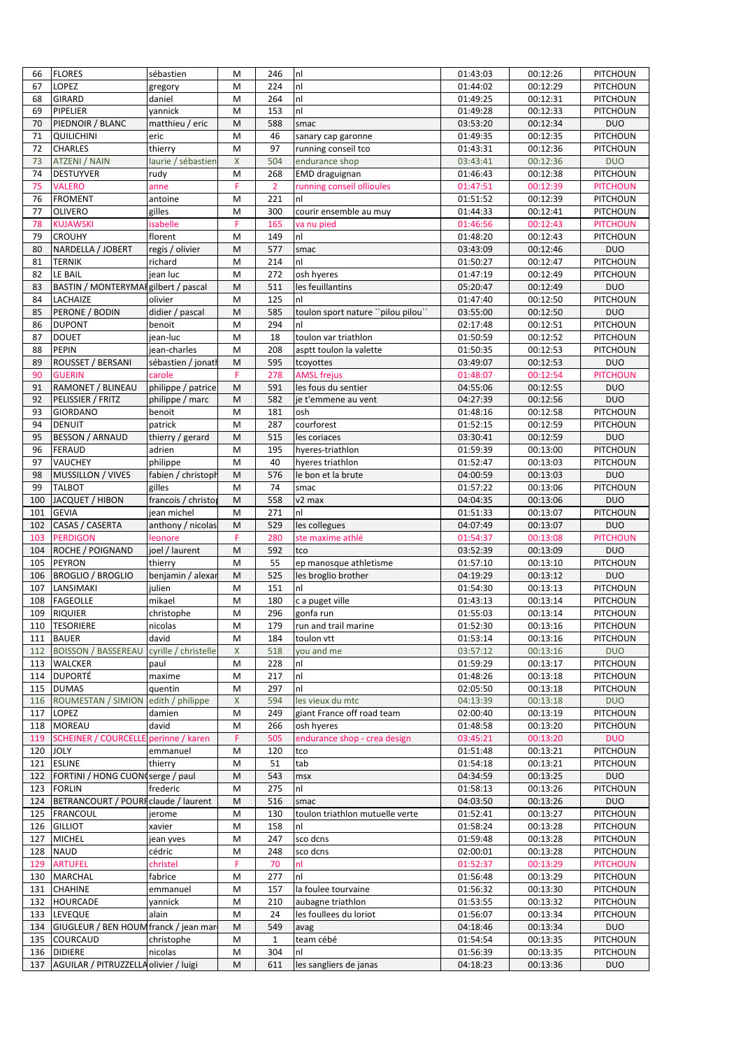| 66 | FLORES | sébastien | M | 246 | nl | 01:43:03 | 00:12:26 | PITCHOUN |
|---|---|---|---|---|---|---|---|---|
| 67 | LOPEZ | gregory | M | 224 | nl | 01:44:02 | 00:12:29 | PITCHOUN |
| 68 | GIRARD | daniel | M | 264 | nl | 01:49:25 | 00:12:31 | PITCHOUN |
| 69 | PIPELIER | yannick | M | 153 | nl | 01:49:28 | 00:12:33 | PITCHOUN |
| 70 | PIEDNOIR / BLANC | matthieu / eric | M | 588 | smac | 03:53:20 | 00:12:34 | DUO |
| 71 | QUILICHINI | eric | M | 46 | sanary cap garonne | 01:49:35 | 00:12:35 | PITCHOUN |
| 72 | CHARLES | thierry | M | 97 | running conseil tco | 01:43:31 | 00:12:36 | PITCHOUN |
| 73 | ATZENI / NAIN | laurie / sébastien | X | 504 | endurance shop | 03:43:41 | 00:12:36 | DUO |
| 74 | DESTUYVER | rudy | M | 268 | EMD draguignan | 01:46:43 | 00:12:38 | PITCHOUN |
| 75 | VALERO | anne | F | 2 | running conseil ollioules | 01:47:51 | 00:12:39 | PITCHOUN |
| 76 | FROMENT | antoine | M | 221 | nl | 01:51:52 | 00:12:39 | PITCHOUN |
| 77 | OLIVERO | gilles | M | 300 | courir ensemble au muy | 01:44:33 | 00:12:41 | PITCHOUN |
| 78 | KUJAWSKI | isabelle | F | 165 | va nu pied | 01:46:56 | 00:12:43 | PITCHOUN |
| 79 | CROUHY | florent | M | 149 | nl | 01:48:20 | 00:12:43 | PITCHOUN |
| 80 | NARDELLA / JOBERT | regis / olivier | M | 577 | smac | 03:43:09 | 00:12:46 | DUO |
| 81 | TERNIK | richard | M | 214 | nl | 01:50:27 | 00:12:47 | PITCHOUN |
| 82 | LE BAIL | jean luc | M | 272 | osh hyeres | 01:47:19 | 00:12:49 | PITCHOUN |
| 83 | BASTIN / MONTERYMAI | gilbert / pascal | M | 511 | les feuillantins | 05:20:47 | 00:12:49 | DUO |
| 84 | LACHAIZE | olivier | M | 125 | nl | 01:47:40 | 00:12:50 | PITCHOUN |
| 85 | PERONE / BODIN | didier / pascal | M | 585 | toulon sport nature ``pilou pilou`` | 03:55:00 | 00:12:50 | DUO |
| 86 | DUPONT | benoit | M | 294 | nl | 02:17:48 | 00:12:51 | PITCHOUN |
| 87 | DOUET | jean-luc | M | 18 | toulon var triathlon | 01:50:59 | 00:12:52 | PITCHOUN |
| 88 | PEPIN | jean-charles | M | 208 | asptt toulon la valette | 01:50:35 | 00:12:53 | PITCHOUN |
| 89 | ROUSSET / BERSANI | sébastien / jonatl | M | 595 | tcoyottes | 03:49:07 | 00:12:53 | DUO |
| 90 | GUERIN | carole | F | 278 | AMSL frejus | 01:48:07 | 00:12:54 | PITCHOUN |
| 91 | RAMONET / BLINEAU | philippe / patrice | M | 591 | les fous du sentier | 04:55:06 | 00:12:55 | DUO |
| 92 | PELISSIER / FRITZ | philippe / marc | M | 582 | je t'emmene au vent | 04:27:39 | 00:12:56 | DUO |
| 93 | GIORDANO | benoit | M | 181 | osh | 01:48:16 | 00:12:58 | PITCHOUN |
| 94 | DENUIT | patrick | M | 287 | courforest | 01:52:15 | 00:12:59 | PITCHOUN |
| 95 | BESSON / ARNAUD | thierry / gerard | M | 515 | les coriaces | 03:30:41 | 00:12:59 | DUO |
| 96 | FERAUD | adrien | M | 195 | hyeres-triathlon | 01:59:39 | 00:13:00 | PITCHOUN |
| 97 | VAUCHEY | philippe | M | 40 | hyeres triathlon | 01:52:47 | 00:13:03 | PITCHOUN |
| 98 | MUSSILLON / VIVES | fabien / christoph | M | 576 | le bon et la brute | 04:00:59 | 00:13:03 | DUO |
| 99 | TALBOT | gilles | M | 74 | smac | 01:57:22 | 00:13:06 | PITCHOUN |
| 100 | JACQUET / HIBON | francois / christo | M | 558 | v2 max | 04:04:35 | 00:13:06 | DUO |
| 101 | GEVIA | jean michel | M | 271 | nl | 01:51:33 | 00:13:07 | PITCHOUN |
| 102 | CASAS / CASERTA | anthony / nicolas | M | 529 | les collegues | 04:07:49 | 00:13:07 | DUO |
| 103 | PERDIGON | leonore | F | 280 | ste maxime athlé | 01:54:37 | 00:13:08 | PITCHOUN |
| 104 | ROCHE / POIGNAND | joel / laurent | M | 592 | tco | 03:52:39 | 00:13:09 | DUO |
| 105 | PEYRON | thierry | M | 55 | ep manosque athletisme | 01:57:10 | 00:13:10 | PITCHOUN |
| 106 | BROGLIO / BROGLIO | benjamin / alexar | M | 525 | les broglio brother | 04:19:29 | 00:13:12 | DUO |
| 107 | LANSIMAKI | julien | M | 151 | nl | 01:54:30 | 00:13:13 | PITCHOUN |
| 108 | FAGEOLLE | mikael | M | 180 | c a puget ville | 01:43:13 | 00:13:14 | PITCHOUN |
| 109 | RIQUIER | christophe | M | 296 | gonfa run | 01:55:03 | 00:13:14 | PITCHOUN |
| 110 | TESORIERE | nicolas | M | 179 | run and trail marine | 01:52:30 | 00:13:16 | PITCHOUN |
| 111 | BAUER | david | M | 184 | toulon vtt | 01:53:14 | 00:13:16 | PITCHOUN |
| 112 | BOISSON / BASSEREAU | cyrille / christelle | X | 518 | you and me | 03:57:12 | 00:13:16 | DUO |
| 113 | WALCKER | paul | M | 228 | nl | 01:59:29 | 00:13:17 | PITCHOUN |
| 114 | DUPORTÉ | maxime | M | 217 | nl | 01:48:26 | 00:13:18 | PITCHOUN |
| 115 | DUMAS | quentin | M | 297 | nl | 02:05:50 | 00:13:18 | PITCHOUN |
| 116 | ROUMESTAN / SIMION | edith / philippe | X | 594 | les vieux du mtc | 04:13:39 | 00:13:18 | DUO |
| 117 | LOPEZ | damien | M | 249 | giant France off road team | 02:00:40 | 00:13:19 | PITCHOUN |
| 118 | MOREAU | david | M | 266 | osh hyeres | 01:48:58 | 00:13:20 | PITCHOUN |
| 119 | SCHEINER / COURCELLE | perinne / karen | F | 505 | endurance shop - crea design | 03:45:21 | 00:13:20 | DUO |
| 120 | JOLY | emmanuel | M | 120 | tco | 01:51:48 | 00:13:21 | PITCHOUN |
| 121 | ESLINE | thierry | M | 51 | tab | 01:54:18 | 00:13:21 | PITCHOUN |
| 122 | FORTINI / HONG CUON( | serge / paul | M | 543 | msx | 04:34:59 | 00:13:25 | DUO |
| 123 | FORLIN | frederic | M | 275 | nl | 01:58:13 | 00:13:26 | PITCHOUN |
| 124 | BETRANCOURT / POURI | claude / laurent | M | 516 | smac | 04:03:50 | 00:13:26 | DUO |
| 125 | FRANCOUL | jerome | M | 130 | toulon triathlon mutuelle verte | 01:52:41 | 00:13:27 | PITCHOUN |
| 126 | GILLIOT | xavier | M | 158 | nl | 01:58:24 | 00:13:28 | PITCHOUN |
| 127 | MICHEL | jean yves | M | 247 | sco dcns | 01:59:48 | 00:13:28 | PITCHOUN |
| 128 | NAUD | cédric | M | 248 | sco dcns | 02:00:01 | 00:13:28 | PITCHOUN |
| 129 | ARTUFEL | christel | F | 70 | nl | 01:52:37 | 00:13:29 | PITCHOUN |
| 130 | MARCHAL | fabrice | M | 277 | nl | 01:56:48 | 00:13:29 | PITCHOUN |
| 131 | CHAHINE | emmanuel | M | 157 | la foulee tourvaine | 01:56:32 | 00:13:30 | PITCHOUN |
| 132 | HOURCADE | yannick | M | 210 | aubagne triathlon | 01:53:55 | 00:13:32 | PITCHOUN |
| 133 | LEVEQUE | alain | M | 24 | les foullees du loriot | 01:56:07 | 00:13:34 | PITCHOUN |
| 134 | GIUGLEUR / BEN HOUM | franck / jean mar | M | 549 | avag | 04:18:46 | 00:13:34 | DUO |
| 135 | COURCAUD | christophe | M | 1 | team cébé | 01:54:54 | 00:13:35 | PITCHOUN |
| 136 | DIDIERE | nicolas | M | 304 | nl | 01:56:39 | 00:13:35 | PITCHOUN |
| 137 | AGUILAR / PITRUZZELLA | olivier / luigi | M | 611 | les sangliers de janas | 04:18:23 | 00:13:36 | DUO |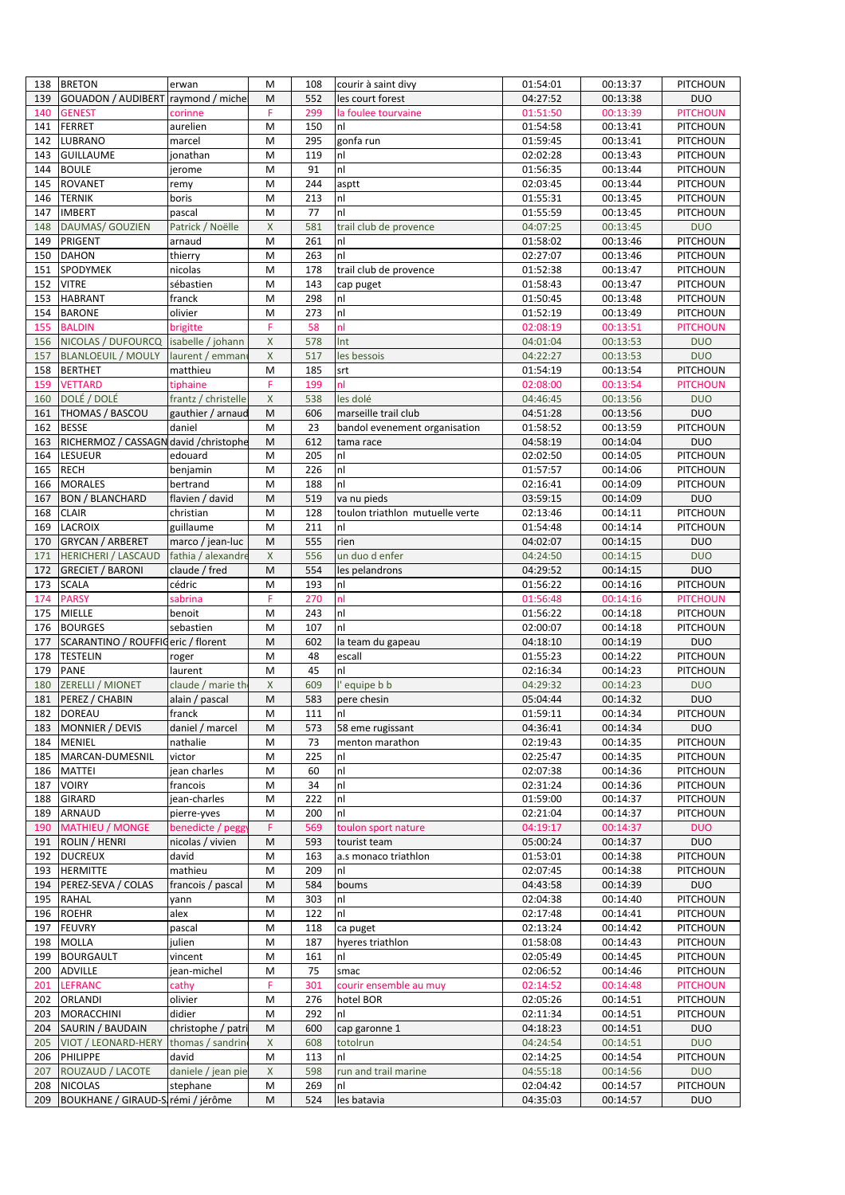| 138 | BRETON | erwan | M | 108 | courir à saint divy | 01:54:01 | 00:13:37 | PITCHOUN |
|---|---|---|---|---|---|---|---|---|
| 139 | GOUADON / AUDIBERT | raymond / miche | M | 552 | les court forest | 04:27:52 | 00:13:38 | DUO |
| 140 | GENEST | corinne | F | 299 | la foulee tourvaine | 01:51:50 | 00:13:39 | PITCHOUN |
| 141 | FERRET | aurelien | M | 150 | nl | 01:54:58 | 00:13:41 | PITCHOUN |
| 142 | LUBRANO | marcel | M | 295 | gonfa run | 01:59:45 | 00:13:41 | PITCHOUN |
| 143 | GUILLAUME | jonathan | M | 119 | nl | 02:02:28 | 00:13:43 | PITCHOUN |
| 144 | BOULE | jerome | M | 91 | nl | 01:56:35 | 00:13:44 | PITCHOUN |
| 145 | ROVANET | remy | M | 244 | asptt | 02:03:45 | 00:13:44 | PITCHOUN |
| 146 | TERNIK | boris | M | 213 | nl | 01:55:31 | 00:13:45 | PITCHOUN |
| 147 | IMBERT | pascal | M | 77 | nl | 01:55:59 | 00:13:45 | PITCHOUN |
| 148 | DAUMAS/ GOUZIEN | Patrick / Noëlle | X | 581 | trail club de provence | 04:07:25 | 00:13:45 | DUO |
| 149 | PRIGENT | arnaud | M | 261 | nl | 01:58:02 | 00:13:46 | PITCHOUN |
| 150 | DAHON | thierry | M | 263 | nl | 02:27:07 | 00:13:46 | PITCHOUN |
| 151 | SPODYMEK | nicolas | M | 178 | trail club de provence | 01:52:38 | 00:13:47 | PITCHOUN |
| 152 | VITRE | sébastien | M | 143 | cap puget | 01:58:43 | 00:13:47 | PITCHOUN |
| 153 | HABRANT | franck | M | 298 | nl | 01:50:45 | 00:13:48 | PITCHOUN |
| 154 | BARONE | olivier | M | 273 | nl | 01:52:19 | 00:13:49 | PITCHOUN |
| 155 | BALDIN | brigitte | F | 58 | nl | 02:08:19 | 00:13:51 | PITCHOUN |
| 156 | NICOLAS / DUFOURCQ | isabelle / johann | X | 578 | lnt | 04:01:04 | 00:13:53 | DUO |
| 157 | BLANLOEUIL / MOULY | laurent / emman | X | 517 | les bessois | 04:22:27 | 00:13:53 | DUO |
| 158 | BERTHET | matthieu | M | 185 | srt | 01:54:19 | 00:13:54 | PITCHOUN |
| 159 | VETTARD | tiphaine | F | 199 | nl | 02:08:00 | 00:13:54 | PITCHOUN |
| 160 | DOLÉ / DOLÉ | frantz / christelle | X | 538 | les dolé | 04:46:45 | 00:13:56 | DUO |
| 161 | THOMAS / BASCOU | gauthier / arnaud | M | 606 | marseille trail club | 04:51:28 | 00:13:56 | DUO |
| 162 | BESSE | daniel | M | 23 | bandol evenement organisation | 01:58:52 | 00:13:59 | PITCHOUN |
| 163 | RICHERMOZ / CASSAGN | david /christophe | M | 612 | tama race | 04:58:19 | 00:14:04 | DUO |
| 164 | LESUEUR | edouard | M | 205 | nl | 02:02:50 | 00:14:05 | PITCHOUN |
| 165 | RECH | benjamin | M | 226 | nl | 01:57:57 | 00:14:06 | PITCHOUN |
| 166 | MORALES | bertrand | M | 188 | nl | 02:16:41 | 00:14:09 | PITCHOUN |
| 167 | BON / BLANCHARD | flavien / david | M | 519 | va nu pieds | 03:59:15 | 00:14:09 | DUO |
| 168 | CLAIR | christian | M | 128 | toulon triathlon mutuelle verte | 02:13:46 | 00:14:11 | PITCHOUN |
| 169 | LACROIX | guillaume | M | 211 | nl | 01:54:48 | 00:14:14 | PITCHOUN |
| 170 | GRYCAN / ARBERET | marco / jean-luc | M | 555 | rien | 04:02:07 | 00:14:15 | DUO |
| 171 | HERICHERI / LASCAUD | fathia / alexandre | X | 556 | un duo d enfer | 04:24:50 | 00:14:15 | DUO |
| 172 | GRECIET / BARONI | claude / fred | M | 554 | les pelandrons | 04:29:52 | 00:14:15 | DUO |
| 173 | SCALA | cédric | M | 193 | nl | 01:56:22 | 00:14:16 | PITCHOUN |
| 174 | PARSY | sabrina | F | 270 | nl | 01:56:48 | 00:14:16 | PITCHOUN |
| 175 | MIELLE | benoit | M | 243 | nl | 01:56:22 | 00:14:18 | PITCHOUN |
| 176 | BOURGES | sebastien | M | 107 | nl | 02:00:07 | 00:14:18 | PITCHOUN |
| 177 | SCARANTINO / ROUFFI | eric / florent | M | 602 | la team du gapeau | 04:18:10 | 00:14:19 | DUO |
| 178 | TESTELIN | roger | M | 48 | escall | 01:55:23 | 00:14:22 | PITCHOUN |
| 179 | PANE | laurent | M | 45 | nl | 02:16:34 | 00:14:23 | PITCHOUN |
| 180 | ZERELLI / MIONET | claude / marie th | X | 609 | l' equipe b b | 04:29:32 | 00:14:23 | DUO |
| 181 | PEREZ / CHABIN | alain / pascal | M | 583 | pere chesin | 05:04:44 | 00:14:32 | DUO |
| 182 | DOREAU | franck | M | 111 | nl | 01:59:11 | 00:14:34 | PITCHOUN |
| 183 | MONNIER / DEVIS | daniel / marcel | M | 573 | 58 eme rugissant | 04:36:41 | 00:14:34 | DUO |
| 184 | MENIEL | nathalie | M | 73 | menton marathon | 02:19:43 | 00:14:35 | PITCHOUN |
| 185 | MARCAN-DUMESNIL | victor | M | 225 | nl | 02:25:47 | 00:14:35 | PITCHOUN |
| 186 | MATTEI | jean charles | M | 60 | nl | 02:07:38 | 00:14:36 | PITCHOUN |
| 187 | VOIRY | francois | M | 34 | nl | 02:31:24 | 00:14:36 | PITCHOUN |
| 188 | GIRARD | jean-charles | M | 222 | nl | 01:59:00 | 00:14:37 | PITCHOUN |
| 189 | ARNAUD | pierre-yves | M | 200 | nl | 02:21:04 | 00:14:37 | PITCHOUN |
| 190 | MATHIEU / MONGE | benedicte / pegg | F | 569 | toulon sport nature | 04:19:17 | 00:14:37 | DUO |
| 191 | ROLIN / HENRI | nicolas / vivien | M | 593 | tourist team | 05:00:24 | 00:14:37 | DUO |
| 192 | DUCREUX | david | M | 163 | a.s monaco triathlon | 01:53:01 | 00:14:38 | PITCHOUN |
| 193 | HERMITTE | mathieu | M | 209 | nl | 02:07:45 | 00:14:38 | PITCHOUN |
| 194 | PEREZ-SEVA / COLAS | francois / pascal | M | 584 | boums | 04:43:58 | 00:14:39 | DUO |
| 195 | RAHAL | yann | M | 303 | nl | 02:04:38 | 00:14:40 | PITCHOUN |
| 196 | ROEHR | alex | M | 122 | nl | 02:17:48 | 00:14:41 | PITCHOUN |
| 197 | FEUVRY | pascal | M | 118 | ca puget | 02:13:24 | 00:14:42 | PITCHOUN |
| 198 | MOLLA | julien | M | 187 | hyeres triathlon | 01:58:08 | 00:14:43 | PITCHOUN |
| 199 | BOURGAULT | vincent | M | 161 | nl | 02:05:49 | 00:14:45 | PITCHOUN |
| 200 | ADVILLE | jean-michel | M | 75 | smac | 02:06:52 | 00:14:46 | PITCHOUN |
| 201 | LEFRANC | cathy | F | 301 | courir ensemble au muy | 02:14:52 | 00:14:48 | PITCHOUN |
| 202 | ORLANDI | olivier | M | 276 | hotel BOR | 02:05:26 | 00:14:51 | PITCHOUN |
| 203 | MORACCHINI | didier | M | 292 | nl | 02:11:34 | 00:14:51 | PITCHOUN |
| 204 | SAURIN / BAUDAIN | christophe / patr | M | 600 | cap garonne 1 | 04:18:23 | 00:14:51 | DUO |
| 205 | VIOT / LEONARD-HERY | thomas / sandrin | X | 608 | totolrun | 04:24:54 | 00:14:51 | DUO |
| 206 | PHILIPPE | david | M | 113 | nl | 02:14:25 | 00:14:54 | PITCHOUN |
| 207 | ROUZAUD / LACOTE | daniele / jean pie | X | 598 | run and trail marine | 04:55:18 | 00:14:56 | DUO |
| 208 | NICOLAS | stephane | M | 269 | nl | 02:04:42 | 00:14:57 | PITCHOUN |
| 209 | BOUKHANE / GIRAUD-S | rémi / jérôme | M | 524 | les batavia | 04:35:03 | 00:14:57 | DUO |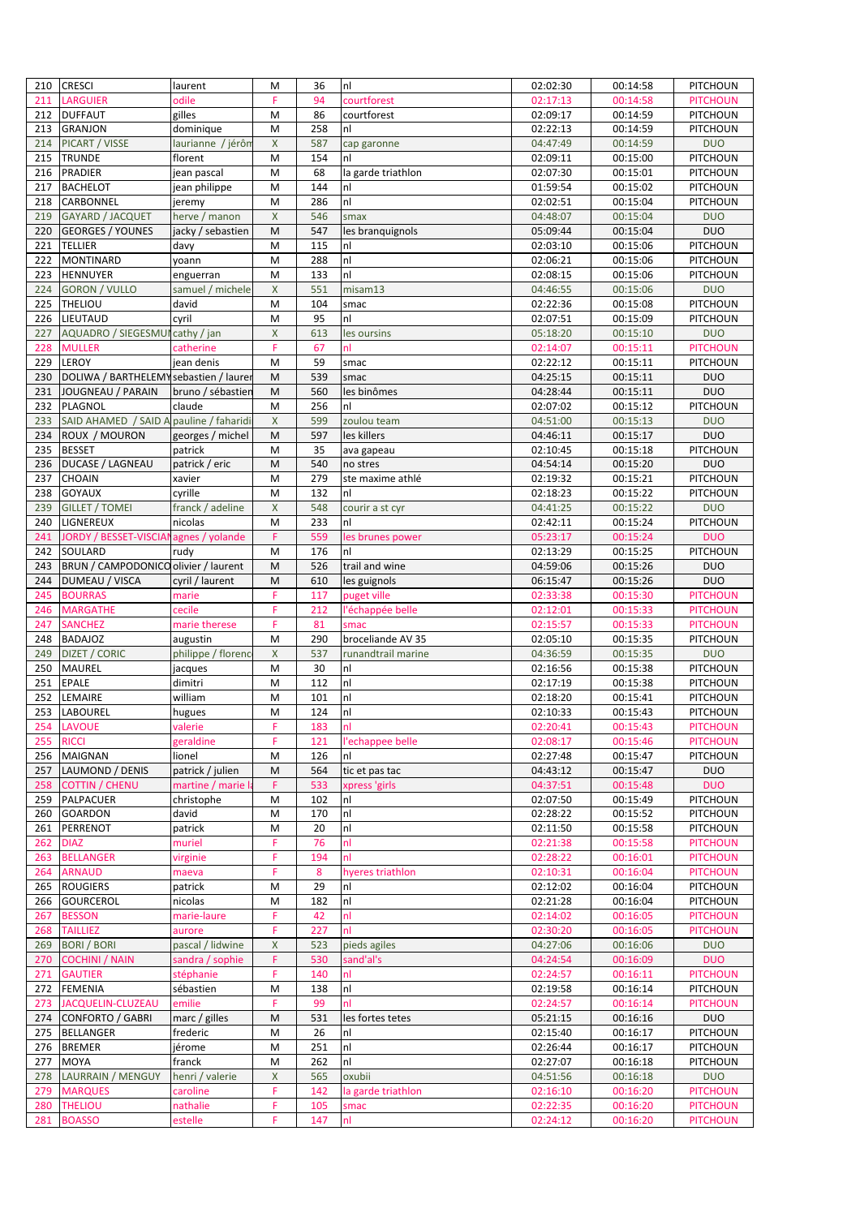| 210 | CRESCI | laurent | M | 36 | nl | 02:02:30 | 00:14:58 | PITCHOUN |
|---|---|---|---|---|---|---|---|---|
| 211 | LARGUIER | odile | F | 94 | courtforest | 02:17:13 | 00:14:58 | PITCHOUN |
| 212 | DUFFAUT | gilles | M | 86 | courtforest | 02:09:17 | 00:14:59 | PITCHOUN |
| 213 | GRANJON | dominique | M | 258 | nl | 02:22:13 | 00:14:59 | PITCHOUN |
| 214 | PICART / VISSE | laurianne / jérôm | X | 587 | cap garonne | 04:47:49 | 00:14:59 | DUO |
| 215 | TRUNDE | florent | M | 154 | nl | 02:09:11 | 00:15:00 | PITCHOUN |
| 216 | PRADIER | jean pascal | M | 68 | la garde triathlon | 02:07:30 | 00:15:01 | PITCHOUN |
| 217 | BACHELOT | jean philippe | M | 144 | nl | 01:59:54 | 00:15:02 | PITCHOUN |
| 218 | CARBONNEL | jeremy | M | 286 | nl | 02:02:51 | 00:15:04 | PITCHOUN |
| 219 | GAYARD / JACQUET | herve / manon | X | 546 | smax | 04:48:07 | 00:15:04 | DUO |
| 220 | GEORGES / YOUNES | jacky / sebastien | M | 547 | les branquignols | 05:09:44 | 00:15:04 | DUO |
| 221 | TELLIER | davy | M | 115 | nl | 02:03:10 | 00:15:06 | PITCHOUN |
| 222 | MONTINARD | yoann | M | 288 | nl | 02:06:21 | 00:15:06 | PITCHOUN |
| 223 | HENNUYER | enguerran | M | 133 | nl | 02:08:15 | 00:15:06 | PITCHOUN |
| 224 | GORON / VULLO | samuel / michele | X | 551 | misam13 | 04:46:55 | 00:15:06 | DUO |
| 225 | THELIOU | david | M | 104 | smac | 02:22:36 | 00:15:08 | PITCHOUN |
| 226 | LIEUTAUD | cyril | M | 95 | nl | 02:07:51 | 00:15:09 | PITCHOUN |
| 227 | AQUADRO / SIEGESMUI | cathy / jan | X | 613 | les oursins | 05:18:20 | 00:15:10 | DUO |
| 228 | MULLER | catherine | F | 67 | nl | 02:14:07 | 00:15:11 | PITCHOUN |
| 229 | LEROY | jean denis | M | 59 | smac | 02:22:12 | 00:15:11 | PITCHOUN |
| 230 | DOLIWA / BARTHELEMY | sebastien / laurer | M | 539 | smac | 04:25:15 | 00:15:11 | DUO |
| 231 | JOUGNEAU / PARAIN | bruno / sébastien | M | 560 | les binômes | 04:28:44 | 00:15:11 | DUO |
| 232 | PLAGNOL | claude | M | 256 | nl | 02:07:02 | 00:15:12 | PITCHOUN |
| 233 | SAID AHAMED / SAID A | pauline / faharidi | X | 599 | zoulou team | 04:51:00 | 00:15:13 | DUO |
| 234 | ROUX / MOURON | georges / michel | M | 597 | les killers | 04:46:11 | 00:15:17 | DUO |
| 235 | BESSET | patrick | M | 35 | ava gapeau | 02:10:45 | 00:15:18 | PITCHOUN |
| 236 | DUCASE / LAGNEAU | patrick / eric | M | 540 | no stres | 04:54:14 | 00:15:20 | DUO |
| 237 | CHOAIN | xavier | M | 279 | ste maxime athlé | 02:19:32 | 00:15:21 | PITCHOUN |
| 238 | GOYAUX | cyrille | M | 132 | nl | 02:18:23 | 00:15:22 | PITCHOUN |
| 239 | GILLET / TOMEI | franck / adeline | X | 548 | courir a st cyr | 04:41:25 | 00:15:22 | DUO |
| 240 | LIGNEREUX | nicolas | M | 233 | nl | 02:42:11 | 00:15:24 | PITCHOUN |
| 241 | JORDY / BESSET-VISCIAI | agnes / yolande | F | 559 | les brunes power | 05:23:17 | 00:15:24 | DUO |
| 242 | SOULARD | rudy | M | 176 | nl | 02:13:29 | 00:15:25 | PITCHOUN |
| 243 | BRUN / CAMPODONICO | olivier / laurent | M | 526 | trail and wine | 04:59:06 | 00:15:26 | DUO |
| 244 | DUMEAU / VISCA | cyril / laurent | M | 610 | les guignols | 06:15:47 | 00:15:26 | DUO |
| 245 | BOURRAS | marie | F | 117 | puget ville | 02:33:38 | 00:15:30 | PITCHOUN |
| 246 | MARGATHE | cecile | F | 212 | l'échappée belle | 02:12:01 | 00:15:33 | PITCHOUN |
| 247 | SANCHEZ | marie therese | F | 81 | smac | 02:15:57 | 00:15:33 | PITCHOUN |
| 248 | BADAJOZ | augustin | M | 290 | broceliande AV 35 | 02:05:10 | 00:15:35 | PITCHOUN |
| 249 | DIZET / CORIC | philippe / florenc | X | 537 | runandtrail marine | 04:36:59 | 00:15:35 | DUO |
| 250 | MAUREL | jacques | M | 30 | nl | 02:16:56 | 00:15:38 | PITCHOUN |
| 251 | EPALE | dimitri | M | 112 | nl | 02:17:19 | 00:15:38 | PITCHOUN |
| 252 | LEMAIRE | william | M | 101 | nl | 02:18:20 | 00:15:41 | PITCHOUN |
| 253 | LABOUREL | hugues | M | 124 | nl | 02:10:33 | 00:15:43 | PITCHOUN |
| 254 | LAVOUE | valerie | F | 183 | nl | 02:20:41 | 00:15:43 | PITCHOUN |
| 255 | RICCI | geraldine | F | 121 | l'echappee belle | 02:08:17 | 00:15:46 | PITCHOUN |
| 256 | MAIGNAN | lionel | M | 126 | nl | 02:27:48 | 00:15:47 | PITCHOUN |
| 257 | LAUMOND / DENIS | patrick / julien | M | 564 | tic et pas tac | 04:43:12 | 00:15:47 | DUO |
| 258 | COTTIN / CHENU | martine / marie l | F | 533 | xpress 'girls | 04:37:51 | 00:15:48 | DUO |
| 259 | PALPACUER | christophe | M | 102 | nl | 02:07:50 | 00:15:49 | PITCHOUN |
| 260 | GOARDON | david | M | 170 | nl | 02:28:22 | 00:15:52 | PITCHOUN |
| 261 | PERRENOT | patrick | M | 20 | nl | 02:11:50 | 00:15:58 | PITCHOUN |
| 262 | DIAZ | muriel | F | 76 | nl | 02:21:38 | 00:15:58 | PITCHOUN |
| 263 | BELLANGER | virginie | F | 194 | nl | 02:28:22 | 00:16:01 | PITCHOUN |
| 264 | ARNAUD | maeva | F | 8 | hyeres triathlon | 02:10:31 | 00:16:04 | PITCHOUN |
| 265 | ROUGIERS | patrick | M | 29 | nl | 02:12:02 | 00:16:04 | PITCHOUN |
| 266 | GOURCEROL | nicolas | M | 182 | nl | 02:21:28 | 00:16:04 | PITCHOUN |
| 267 | BESSON | marie-laure | F | 42 | nl | 02:14:02 | 00:16:05 | PITCHOUN |
| 268 | TAILLIEZ | aurore | F | 227 | nl | 02:30:20 | 00:16:05 | PITCHOUN |
| 269 | BORI / BORI | pascal / lidwine | X | 523 | pieds agiles | 04:27:06 | 00:16:06 | DUO |
| 270 | COCHINI / NAIN | sandra / sophie | F | 530 | sand'al's | 04:24:54 | 00:16:09 | DUO |
| 271 | GAUTIER | stéphanie | F | 140 | nl | 02:24:57 | 00:16:11 | PITCHOUN |
| 272 | FEMENIA | sébastien | M | 138 | nl | 02:19:58 | 00:16:14 | PITCHOUN |
| 273 | JACQUELIN-CLUZEAU | emilie | F | 99 | nl | 02:24:57 | 00:16:14 | PITCHOUN |
| 274 | CONFORTO / GABRI | marc / gilles | M | 531 | les fortes tetes | 05:21:15 | 00:16:16 | DUO |
| 275 | BELLANGER | frederic | M | 26 | nl | 02:15:40 | 00:16:17 | PITCHOUN |
| 276 | BREMER | jérome | M | 251 | nl | 02:26:44 | 00:16:17 | PITCHOUN |
| 277 | MOYA | franck | M | 262 | nl | 02:27:07 | 00:16:18 | PITCHOUN |
| 278 | LAURRAIN / MENGUY | henri / valerie | X | 565 | oxubii | 04:51:56 | 00:16:18 | DUO |
| 279 | MARQUES | caroline | F | 142 | la garde triathlon | 02:16:10 | 00:16:20 | PITCHOUN |
| 280 | THELIOU | nathalie | F | 105 | smac | 02:22:35 | 00:16:20 | PITCHOUN |
| 281 | BOASSO | estelle | F | 147 | nl | 02:24:12 | 00:16:20 | PITCHOUN |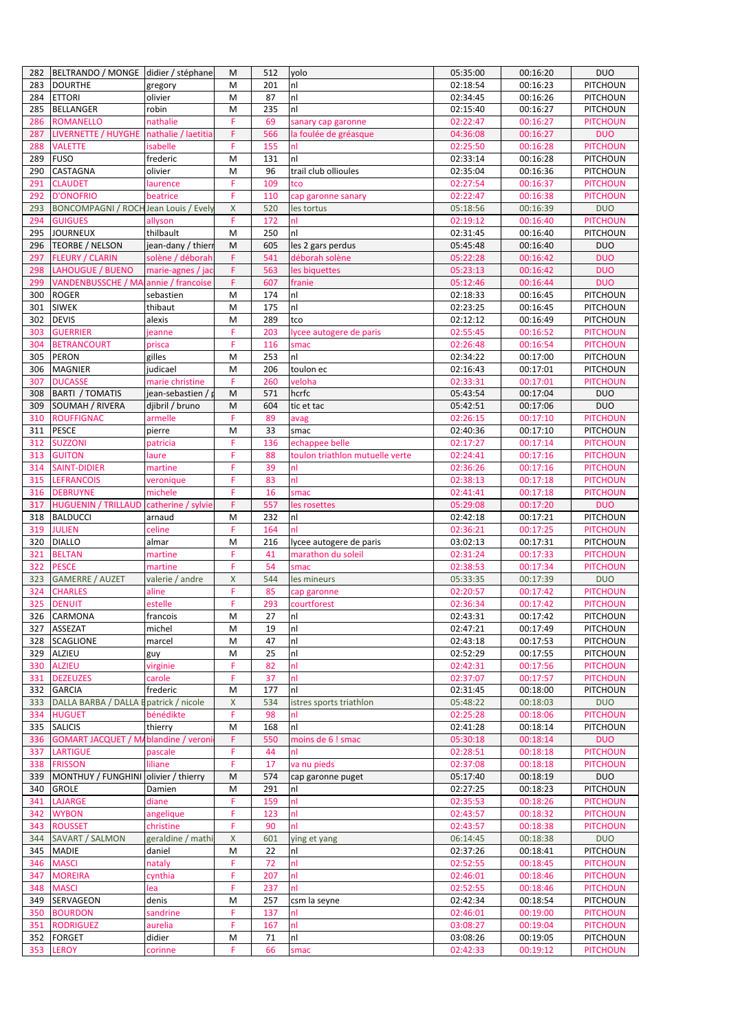| 282 | BELTRANDO / MONGE | didier / stéphane | M | 512 | yolo | 05:35:00 | 00:16:20 | DUO |
|---|---|---|---|---|---|---|---|---|
| 283 | DOURTHE | gregory | M | 201 | nl | 02:18:54 | 00:16:23 | PITCHOUN |
| 284 | ETTORI | olivier | M | 87 | nl | 02:34:45 | 00:16:26 | PITCHOUN |
| 285 | BELLANGER | robin | M | 235 | nl | 02:15:40 | 00:16:27 | PITCHOUN |
| 286 | ROMANELLO | nathalie | F | 69 | sanary cap garonne | 02:22:47 | 00:16:27 | PITCHOUN |
| 287 | LIVERNETTE / HUYGHE | nathalie / laetitia | F | 566 | la foulée de gréasque | 04:36:08 | 00:16:27 | DUO |
| 288 | VALETTE | isabelle | F | 155 | nl | 02:25:50 | 00:16:28 | PITCHOUN |
| 289 | FUSO | frederic | M | 131 | nl | 02:33:14 | 00:16:28 | PITCHOUN |
| 290 | CASTAGNA | olivier | M | 96 | trail club ollioules | 02:35:04 | 00:16:36 | PITCHOUN |
| 291 | CLAUDET | laurence | F | 109 | tco | 02:27:54 | 00:16:37 | PITCHOUN |
| 292 | D'ONOFRIO | beatrice | F | 110 | cap garonne sanary | 02:22:47 | 00:16:38 | PITCHOUN |
| 293 | BONCOMPAGNI / ROCH | Jean Louis / Evely | X | 520 | les tortus | 05:18:56 | 00:16:39 | DUO |
| 294 | GUIGUES | allyson | F | 172 | nl | 02:19:12 | 00:16:40 | PITCHOUN |
| 295 | JOURNEUX | thilbault | M | 250 | nl | 02:31:45 | 00:16:40 | PITCHOUN |
| 296 | TEORBE / NELSON | jean-dany / thierr | M | 605 | les 2 gars perdus | 05:45:48 | 00:16:40 | DUO |
| 297 | FLEURY / CLARIN | solène / déborah | F | 541 | déborah solène | 05:22:28 | 00:16:42 | DUO |
| 298 | LAHOUGUE / BUENO | marie-agnes / jac | F | 563 | les biquettes | 05:23:13 | 00:16:42 | DUO |
| 299 | VANDENBUSSCHE / MA | annie / francoise | F | 607 | franie | 05:12:46 | 00:16:44 | DUO |
| 300 | ROGER | sebastien | M | 174 | nl | 02:18:33 | 00:16:45 | PITCHOUN |
| 301 | SIWEK | thibaut | M | 175 | nl | 02:23:25 | 00:16:45 | PITCHOUN |
| 302 | DEVIS | alexis | M | 289 | tco | 02:12:12 | 00:16:49 | PITCHOUN |
| 303 | GUERRIER | jeanne | F | 203 | lycee autogere de paris | 02:55:45 | 00:16:52 | PITCHOUN |
| 304 | BETRANCOURT | prisca | F | 116 | smac | 02:26:48 | 00:16:54 | PITCHOUN |
| 305 | PERON | gilles | M | 253 | nl | 02:34:22 | 00:17:00 | PITCHOUN |
| 306 | MAGNIER | judicael | M | 206 | toulon ec | 02:16:43 | 00:17:01 | PITCHOUN |
| 307 | DUCASSE | marie christine | F | 260 | veloha | 02:33:31 | 00:17:01 | PITCHOUN |
| 308 | BARTI / TOMATIS | jean-sebastien / j | M | 571 | hcrfc | 05:43:54 | 00:17:04 | DUO |
| 309 | SOUMAH / RIVERA | djibril / bruno | M | 604 | tic et tac | 05:42:51 | 00:17:06 | DUO |
| 310 | ROUFFIGNAC | armelle | F | 89 | avag | 02:26:15 | 00:17:10 | PITCHOUN |
| 311 | PESCE | pierre | M | 33 | smac | 02:40:36 | 00:17:10 | PITCHOUN |
| 312 | SUZZONI | patricia | F | 136 | echappee belle | 02:17:27 | 00:17:14 | PITCHOUN |
| 313 | GUITON | laure | F | 88 | toulon triathlon mutuelle verte | 02:24:41 | 00:17:16 | PITCHOUN |
| 314 | SAINT-DIDIER | martine | F | 39 | nl | 02:36:26 | 00:17:16 | PITCHOUN |
| 315 | LEFRANCOIS | veronique | F | 83 | nl | 02:38:13 | 00:17:18 | PITCHOUN |
| 316 | DEBRUYNE | michele | F | 16 | smac | 02:41:41 | 00:17:18 | PITCHOUN |
| 317 | HUGUENIN / TRILLAUD | catherine / sylvie | F | 557 | les rosettes | 05:29:08 | 00:17:20 | DUO |
| 318 | BALDUCCI | arnaud | M | 232 | nl | 02:42:18 | 00:17:21 | PITCHOUN |
| 319 | JULIEN | celine | F | 164 | nl | 02:36:21 | 00:17:25 | PITCHOUN |
| 320 | DIALLO | almar | M | 216 | lycee autogere de paris | 03:02:13 | 00:17:31 | PITCHOUN |
| 321 | BELTAN | martine | F | 41 | marathon du soleil | 02:31:24 | 00:17:33 | PITCHOUN |
| 322 | PESCE | martine | F | 54 | smac | 02:38:53 | 00:17:34 | PITCHOUN |
| 323 | GAMERRE / AUZET | valerie / andre | X | 544 | les mineurs | 05:33:35 | 00:17:39 | DUO |
| 324 | CHARLES | aline | F | 85 | cap garonne | 02:20:57 | 00:17:42 | PITCHOUN |
| 325 | DENUIT | estelle | F | 293 | courtforest | 02:36:34 | 00:17:42 | PITCHOUN |
| 326 | CARMONA | francois | M | 27 | nl | 02:43:31 | 00:17:42 | PITCHOUN |
| 327 | ASSEZAT | michel | M | 19 | nl | 02:47:21 | 00:17:49 | PITCHOUN |
| 328 | SCAGLIONE | marcel | M | 47 | nl | 02:43:18 | 00:17:53 | PITCHOUN |
| 329 | ALZIEU | guy | M | 25 | nl | 02:52:29 | 00:17:55 | PITCHOUN |
| 330 | ALZIEU | virginie | F | 82 | nl | 02:42:31 | 00:17:56 | PITCHOUN |
| 331 | DEZEUZES | carole | F | 37 | nl | 02:37:07 | 00:17:57 | PITCHOUN |
| 332 | GARCIA | frederic | M | 177 | nl | 02:31:45 | 00:18:00 | PITCHOUN |
| 333 | DALLA BARBA / DALLA B | patrick / nicole | X | 534 | istres sports triathlon | 05:48:22 | 00:18:03 | DUO |
| 334 | HUGUET | bénédikte | F | 98 | nl | 02:25:28 | 00:18:06 | PITCHOUN |
| 335 | SALICIS | thierry | M | 168 | nl | 02:41:28 | 00:18:14 | PITCHOUN |
| 336 | GOMART JACQUET / MA | blandine / veroni | F | 550 | moins de 6 ! smac | 05:30:18 | 00:18:14 | DUO |
| 337 | LARTIGUE | pascale | F | 44 | nl | 02:28:51 | 00:18:18 | PITCHOUN |
| 338 | FRISSON | liliane | F | 17 | va nu pieds | 02:37:08 | 00:18:18 | PITCHOUN |
| 339 | MONTHUY / FUNGHINI | olivier / thierry | M | 574 | cap garonne puget | 05:17:40 | 00:18:19 | DUO |
| 340 | GROLE | Damien | M | 291 | nl | 02:27:25 | 00:18:23 | PITCHOUN |
| 341 | LAJARGE | diane | F | 159 | nl | 02:35:53 | 00:18:26 | PITCHOUN |
| 342 | WYBON | angelique | F | 123 | nl | 02:43:57 | 00:18:32 | PITCHOUN |
| 343 | ROUSSET | christine | F | 90 | nl | 02:43:57 | 00:18:38 | PITCHOUN |
| 344 | SAVART / SALMON | geraldine / mathi | X | 601 | ying et yang | 06:14:45 | 00:18:38 | DUO |
| 345 | MADIE | daniel | M | 22 | nl | 02:37:26 | 00:18:41 | PITCHOUN |
| 346 | MASCI | nataly | F | 72 | nl | 02:52:55 | 00:18:45 | PITCHOUN |
| 347 | MOREIRA | cynthia | F | 207 | nl | 02:46:01 | 00:18:46 | PITCHOUN |
| 348 | MASCI | lea | F | 237 | nl | 02:52:55 | 00:18:46 | PITCHOUN |
| 349 | SERVAGEON | denis | M | 257 | csm la seyne | 02:42:34 | 00:18:54 | PITCHOUN |
| 350 | BOURDON | sandrine | F | 137 | nl | 02:46:01 | 00:19:00 | PITCHOUN |
| 351 | RODRIGUEZ | aurelia | F | 167 | nl | 03:08:27 | 00:19:04 | PITCHOUN |
| 352 | FORGET | didier | M | 71 | nl | 03:08:26 | 00:19:05 | PITCHOUN |
| 353 | LEROY | corinne | F | 66 | smac | 02:42:33 | 00:19:12 | PITCHOUN |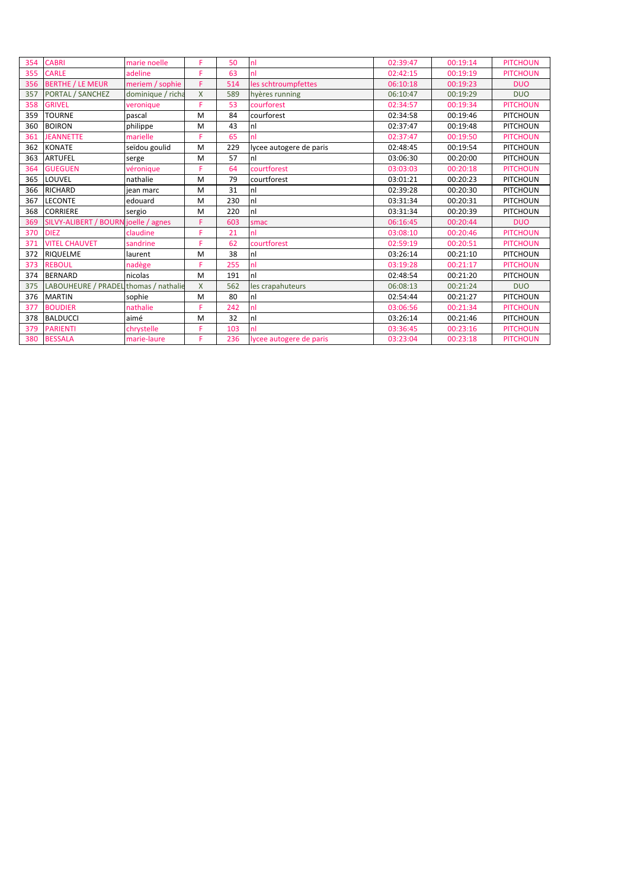| | | | | | | | | |
|---|---|---|---|---|---|---|---|---|
| 354 | CABRI | marie noelle | F | 50 | nl | 02:39:47 | 00:19:14 | PITCHOUN |
| 355 | CARLE | adeline | F | 63 | nl | 02:42:15 | 00:19:19 | PITCHOUN |
| 356 | BERTHE / LE MEUR | meriem / sophie | F | 514 | les schtroumpfettes | 06:10:18 | 00:19:23 | DUO |
| 357 | PORTAL / SANCHEZ | dominique / richa | X | 589 | hyères running | 06:10:47 | 00:19:29 | DUO |
| 358 | GRIVEL | veronique | F | 53 | courforest | 02:34:57 | 00:19:34 | PITCHOUN |
| 359 | TOURNE | pascal | M | 84 | courforest | 02:34:58 | 00:19:46 | PITCHOUN |
| 360 | BOIRON | philippe | M | 43 | nl | 02:37:47 | 00:19:48 | PITCHOUN |
| 361 | JEANNETTE | marielle | F | 65 | nl | 02:37:47 | 00:19:50 | PITCHOUN |
| 362 | KONATE | seïdou goulid | M | 229 | lycee autogere de paris | 02:48:45 | 00:19:54 | PITCHOUN |
| 363 | ARTUFEL | serge | M | 57 | nl | 03:06:30 | 00:20:00 | PITCHOUN |
| 364 | GUEGUEN | véronique | F | 64 | courtforest | 03:03:03 | 00:20:18 | PITCHOUN |
| 365 | LOUVEL | nathalie | M | 79 | courtforest | 03:01:21 | 00:20:23 | PITCHOUN |
| 366 | RICHARD | jean marc | M | 31 | nl | 02:39:28 | 00:20:30 | PITCHOUN |
| 367 | LECONTE | edouard | M | 230 | nl | 03:31:34 | 00:20:31 | PITCHOUN |
| 368 | CORRIERE | sergio | M | 220 | nl | 03:31:34 | 00:20:39 | PITCHOUN |
| 369 | SILVY-ALIBERT / BOURN | joelle / agnes | F | 603 | smac | 06:16:45 | 00:20:44 | DUO |
| 370 | DIEZ | claudine | F | 21 | nl | 03:08:10 | 00:20:46 | PITCHOUN |
| 371 | VITEL CHAUVET | sandrine | F | 62 | courtforest | 02:59:19 | 00:20:51 | PITCHOUN |
| 372 | RIQUELME | laurent | M | 38 | nl | 03:26:14 | 00:21:10 | PITCHOUN |
| 373 | REBOUL | nadège | F | 255 | nl | 03:19:28 | 00:21:17 | PITCHOUN |
| 374 | BERNARD | nicolas | M | 191 | nl | 02:48:54 | 00:21:20 | PITCHOUN |
| 375 | LABOUHEURE / PRADEL | thomas / nathalie | X | 562 | les crapahuteurs | 06:08:13 | 00:21:24 | DUO |
| 376 | MARTIN | sophie | M | 80 | nl | 02:54:44 | 00:21:27 | PITCHOUN |
| 377 | BOUDIER | nathalie | F | 242 | nl | 03:06:56 | 00:21:34 | PITCHOUN |
| 378 | BALDUCCI | aimé | M | 32 | nl | 03:26:14 | 00:21:46 | PITCHOUN |
| 379 | PARIENTI | chrystelle | F | 103 | nl | 03:36:45 | 00:23:16 | PITCHOUN |
| 380 | BESSALA | marie-laure | F | 236 | lycee autogere de paris | 03:23:04 | 00:23:18 | PITCHOUN |